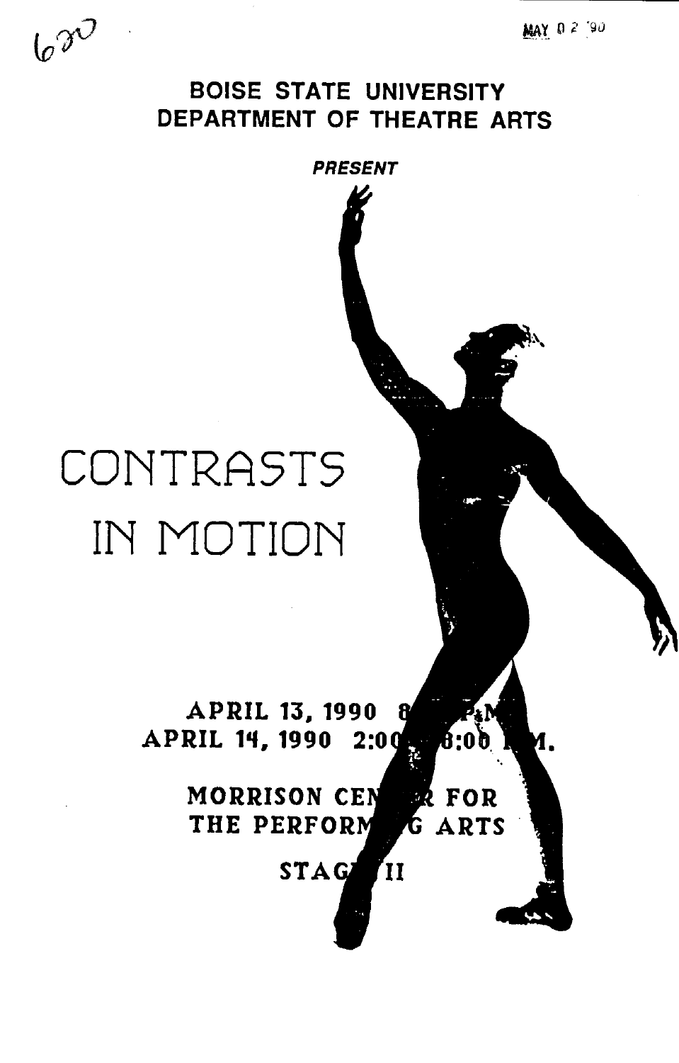# BOISE STATE UNIVERSITY DEPARTMENT OF THEATRE ARTS

***PRESENT***

# CONTRASTS IN MOTION

**APRIL 13, 1990 8:00 P.M.**
**APRIL 14, 1990 2:00 & 8:00 P.M.**

**MORRISON CENTER FOR THE PERFORMING ARTS**

**STAGE II**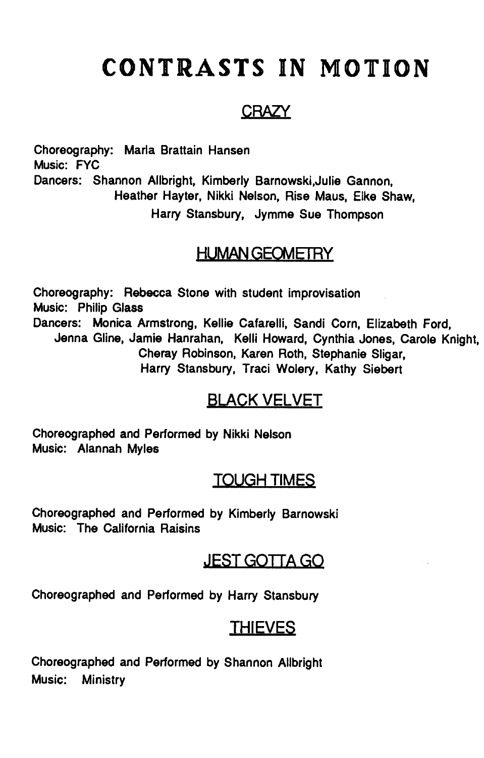# CONTRASTS IN MOTION

## CRAZY

Choreography: Marla Brattain Hansen
Music: FYC
Dancers: Shannon Allbright, Kimberly Barnowski,Julie Gannon, Heather Hayter, Nikki Nelson, Rise Maus, Elke Shaw, Harry Stansbury, Jymme Sue Thompson

## HUMAN GEOMETRY

Choreography: Rebecca Stone with student improvisation
Music: Philip Glass
Dancers: Monica Armstrong, Kellie Cafarelli, Sandi Corn, Elizabeth Ford, Jenna Gline, Jamie Hanrahan, Kelli Howard, Cynthia Jones, Carole Knight, Cheray Robinson, Karen Roth, Stephanie Sligar, Harry Stansbury, Traci Wolery, Kathy Siebert

## BLACK VELVET

Choreographed and Performed by Nikki Nelson
Music: Alannah Myles

## TOUGH TIMES

Choreographed and Performed by Kimberly Barnowski
Music: The California Raisins

## JEST GOTTA GO

Choreographed and Performed by Harry Stansbury

## THIEVES

Choreographed and Performed by Shannon Allbright
Music: Ministry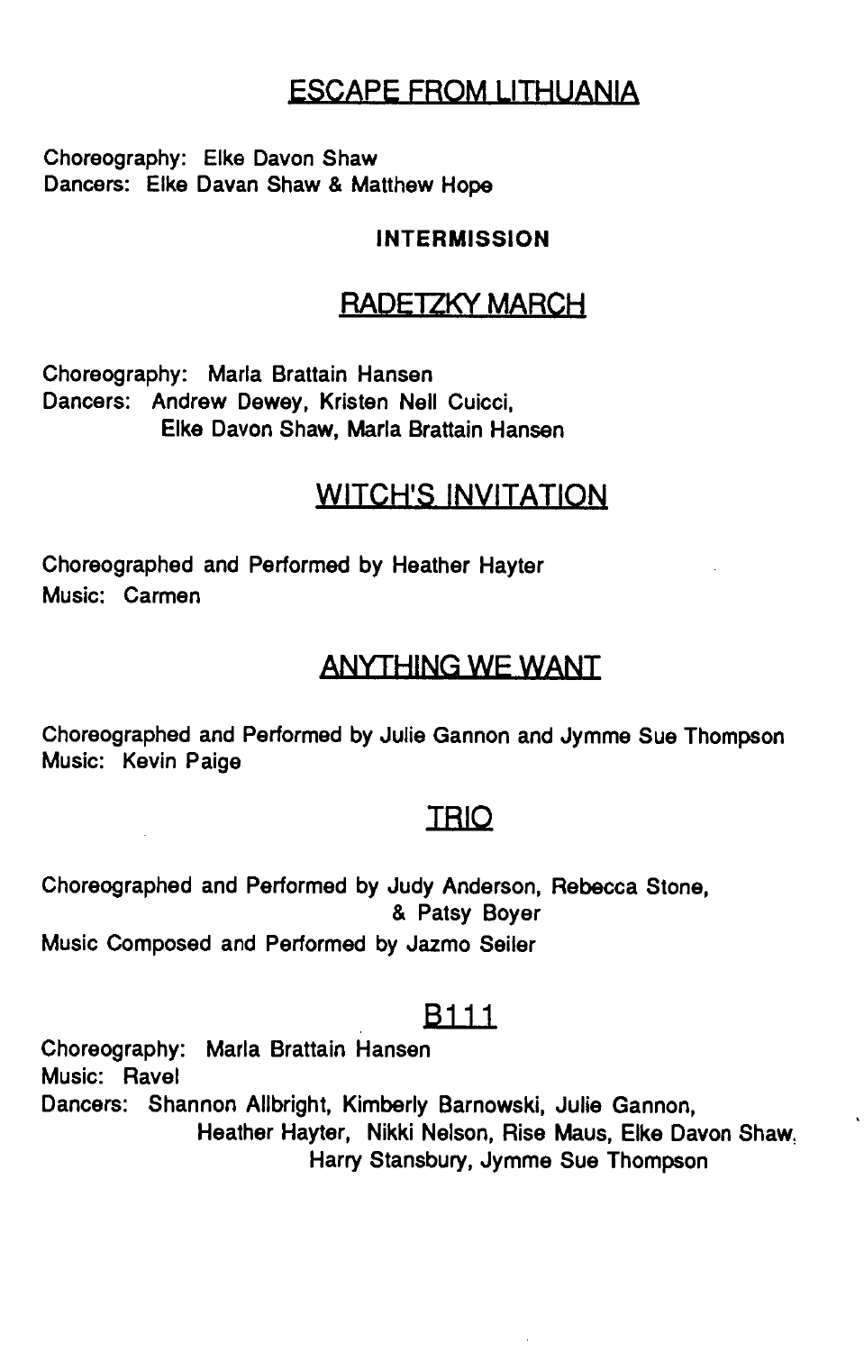## ESCAPE FROM LITHUANIA

Choreography: Elke Davon Shaw
Dancers: Elke Davan Shaw & Matthew Hope

**INTERMISSION**

## RADETZKY MARCH

Choreography: Marla Brattain Hansen
Dancers: Andrew Dewey, Kristen Nell Cuicci,
Elke Davon Shaw, Marla Brattain Hansen

## WITCH'S INVITATION

Choreographed and Performed by Heather Hayter
Music: Carmen

## ANYTHING WE WANT

Choreographed and Performed by Julie Gannon and Jymme Sue Thompson
Music: Kevin Paige

## TRIO

Choreographed and Performed by Judy Anderson, Rebecca Stone,
& Patsy Boyer
Music Composed and Performed by Jazmo Seiler

## B111

Choreography: Marla Brattain Hansen
Music: Ravel
Dancers: Shannon Allbright, Kimberly Barnowski, Julie Gannon,
Heather Hayter, Nikki Nelson, Rise Maus, Elke Davon Shaw,
Harry Stansbury, Jymme Sue Thompson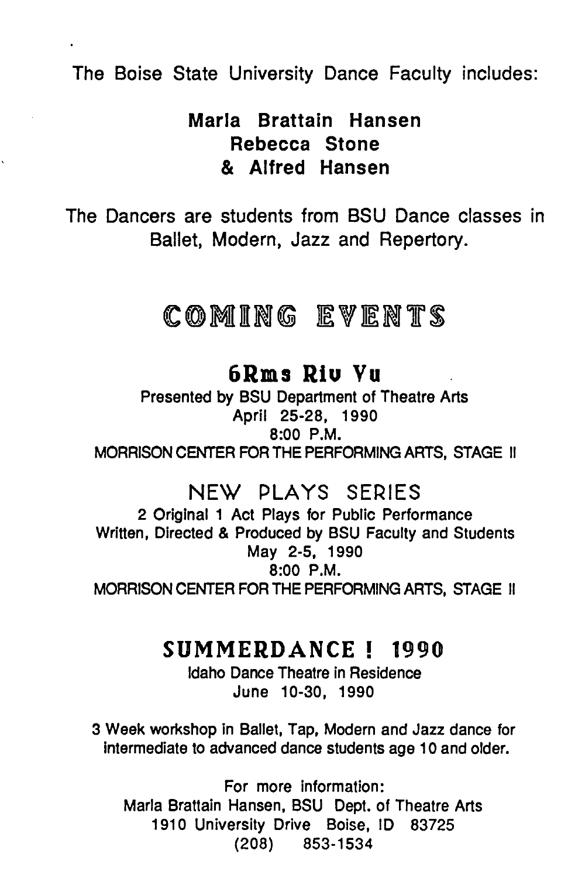The Boise State University Dance Faculty includes:

**Marla Brattain Hansen**
**Rebecca Stone**
**& Alfred Hansen**

The Dancers are students from BSU Dance classes in Ballet, Modern, Jazz and Repertory.

# COMING EVENTS

## 6Rms Riv Vu

Presented by BSU Department of Theatre Arts
April 25-28, 1990
8:00 P.M.
MORRISON CENTER FOR THE PERFORMING ARTS, STAGE II

## NEW PLAYS SERIES

2 Original 1 Act Plays for Public Performance
Written, Directed & Produced by BSU Faculty and Students
May 2-5, 1990
8:00 P.M.
MORRISON CENTER FOR THE PERFORMING ARTS, STAGE II

## SUMMERDANCE ! 1990

Idaho Dance Theatre in Residence
June 10-30, 1990

3 Week workshop in Ballet, Tap, Modern and Jazz dance for intermediate to advanced dance students age 10 and older.

For more information:
Marla Brattain Hansen, BSU Dept. of Theatre Arts
1910 University Drive Boise, ID 83725
(208) 853-1534